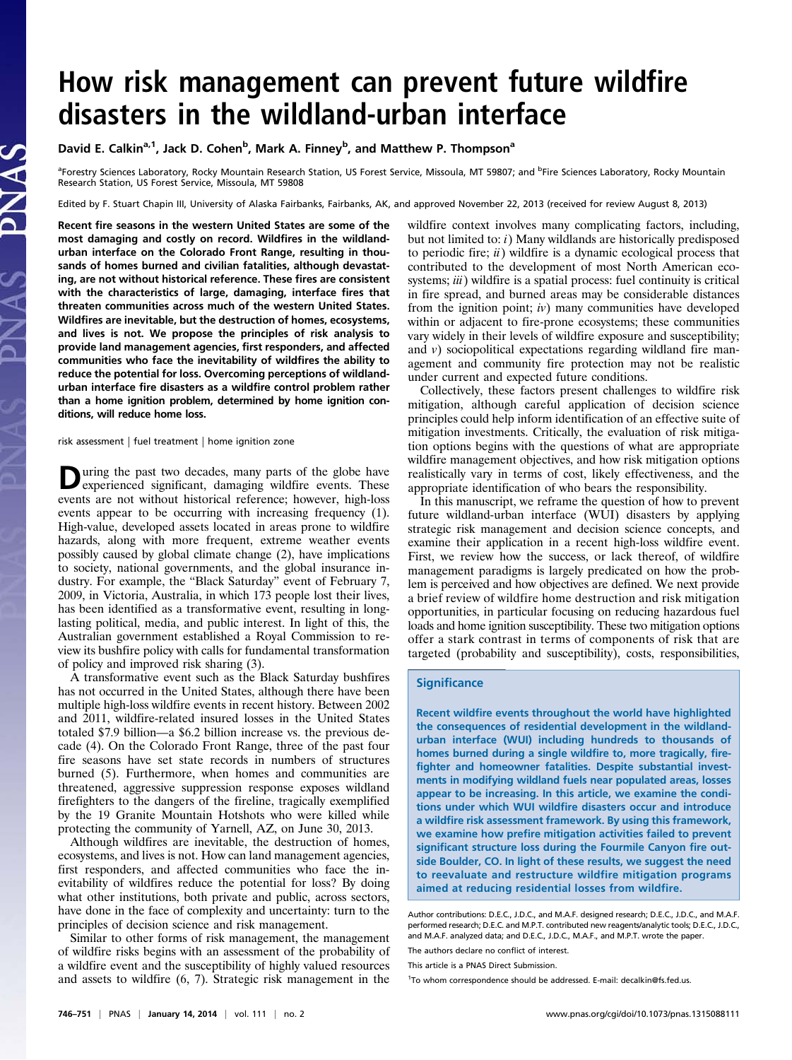# How risk management can prevent future wildfire disasters in the wildland-urban interface

David E. Calkin[a,1], Jack D. Cohen[b], Mark A. Finney[b], and Matthew P. Thompson[a]

[a]Forestry Sciences Laboratory, Rocky Mountain Research Station, US Forest Service, Missoula, MT 59807; and [b]Fire Sciences Laboratory, Rocky Mountain Research Station, US Forest Service, Missoula, MT 59808

Edited by F. Stuart Chapin III, University of Alaska Fairbanks, Fairbanks, AK, and approved November 22, 2013 (received for review August 8, 2013)

**Recent fire seasons in the western United States are some of the most damaging and costly on record. Wildfires in the wildland-urban interface on the Colorado Front Range, resulting in thousands of homes burned and civilian fatalities, although devastating, are not without historical reference. These fires are consistent with the characteristics of large, damaging, interface fires that threaten communities across much of the western United States. Wildfires are inevitable, but the destruction of homes, ecosystems, and lives is not. We propose the principles of risk analysis to provide land management agencies, first responders, and affected communities who face the inevitability of wildfires the ability to reduce the potential for loss. Overcoming perceptions of wildland-urban interface fire disasters as a wildfire control problem rather than a home ignition problem, determined by home ignition conditions, will reduce home loss.**

risk assessment | fuel treatment | home ignition zone

During the past two decades, many parts of the globe have experienced significant, damaging wildfire events. These events are not without historical reference; however, high-loss events appear to be occurring with increasing frequency (1). High-value, developed assets located in areas prone to wildfire hazards, along with more frequent, extreme weather events possibly caused by global climate change (2), have implications to society, national governments, and the global insurance industry. For example, the "Black Saturday" event of February 7, 2009, in Victoria, Australia, in which 173 people lost their lives, has been identified as a transformative event, resulting in long-lasting political, media, and public interest. In light of this, the Australian government established a Royal Commission to review its bushfire policy with calls for fundamental transformation of policy and improved risk sharing (3).

A transformative event such as the Black Saturday bushfires has not occurred in the United States, although there have been multiple high-loss wildfire events in recent history. Between 2002 and 2011, wildfire-related insured losses in the United States totaled \$7.9 billion—a \$6.2 billion increase vs. the previous decade (4). On the Colorado Front Range, three of the past four fire seasons have set state records in numbers of structures burned (5). Furthermore, when homes and communities are threatened, aggressive suppression response exposes wildland firefighters to the dangers of the fireline, tragically exemplified by the 19 Granite Mountain Hotshots who were killed while protecting the community of Yarnell, AZ, on June 30, 2013.

Although wildfires are inevitable, the destruction of homes, ecosystems, and lives is not. How can land management agencies, first responders, and affected communities who face the inevitability of wildfires reduce the potential for loss? By doing what other institutions, both private and public, across sectors, have done in the face of complexity and uncertainty: turn to the principles of decision science and risk management.

Similar to other forms of risk management, the management of wildfire risks begins with an assessment of the probability of a wildfire event and the susceptibility of highly valued resources and assets to wildfire (6, 7). Strategic risk management in the wildfire context involves many complicating factors, including, but not limited to: *i*) Many wildlands are historically predisposed to periodic fire; *ii*) wildfire is a dynamic ecological process that contributed to the development of most North American ecosystems; *iii*) wildfire is a spatial process: fuel continuity is critical in fire spread, and burned areas may be considerable distances from the ignition point; *iv*) many communities have developed within or adjacent to fire-prone ecosystems; these communities vary widely in their levels of wildfire exposure and susceptibility; and *v*) sociopolitical expectations regarding wildland fire management and community fire protection may not be realistic under current and expected future conditions.

Collectively, these factors present challenges to wildfire risk mitigation, although careful application of decision science principles could help inform identification of an effective suite of mitigation investments. Critically, the evaluation of risk mitigation options begins with the questions of what are appropriate wildfire management objectives, and how risk mitigation options realistically vary in terms of cost, likely effectiveness, and the appropriate identification of who bears the responsibility.

In this manuscript, we reframe the question of how to prevent future wildland-urban interface (WUI) disasters by applying strategic risk management and decision science concepts, and examine their application in a recent high-loss wildfire event. First, we review how the success, or lack thereof, of wildfire management paradigms is largely predicated on how the problem is perceived and how objectives are defined. We next provide a brief review of wildfire home destruction and risk mitigation opportunities, in particular focusing on reducing hazardous fuel loads and home ignition susceptibility. These two mitigation options offer a stark contrast in terms of components of risk that are targeted (probability and susceptibility), costs, responsibilities,

## Significance

**Recent wildfire events throughout the world have highlighted the consequences of residential development in the wildland-urban interface (WUI) including hundreds to thousands of homes burned during a single wildfire to, more tragically, firefighter and homeowner fatalities. Despite substantial investments in modifying wildland fuels near populated areas, losses appear to be increasing. In this article, we examine the conditions under which WUI wildfire disasters occur and introduce a wildfire risk assessment framework. By using this framework, we examine how prefire mitigation activities failed to prevent significant structure loss during the Fourmile Canyon fire outside Boulder, CO. In light of these results, we suggest the need to reevaluate and restructure wildfire mitigation programs aimed at reducing residential losses from wildfire.**

Author contributions: D.E.C., J.D.C., and M.A.F. designed research; D.E.C., J.D.C., and M.A.F. performed research; D.E.C. and M.P.T. contributed new reagents/analytic tools; D.E.C., J.D.C., and M.A.F. analyzed data; and D.E.C., J.D.C., M.A.F., and M.P.T. wrote the paper.

The authors declare no conflict of interest.

This article is a PNAS Direct Submission.

[1]To whom correspondence should be addressed. E-mail: decalkin@fs.fed.us.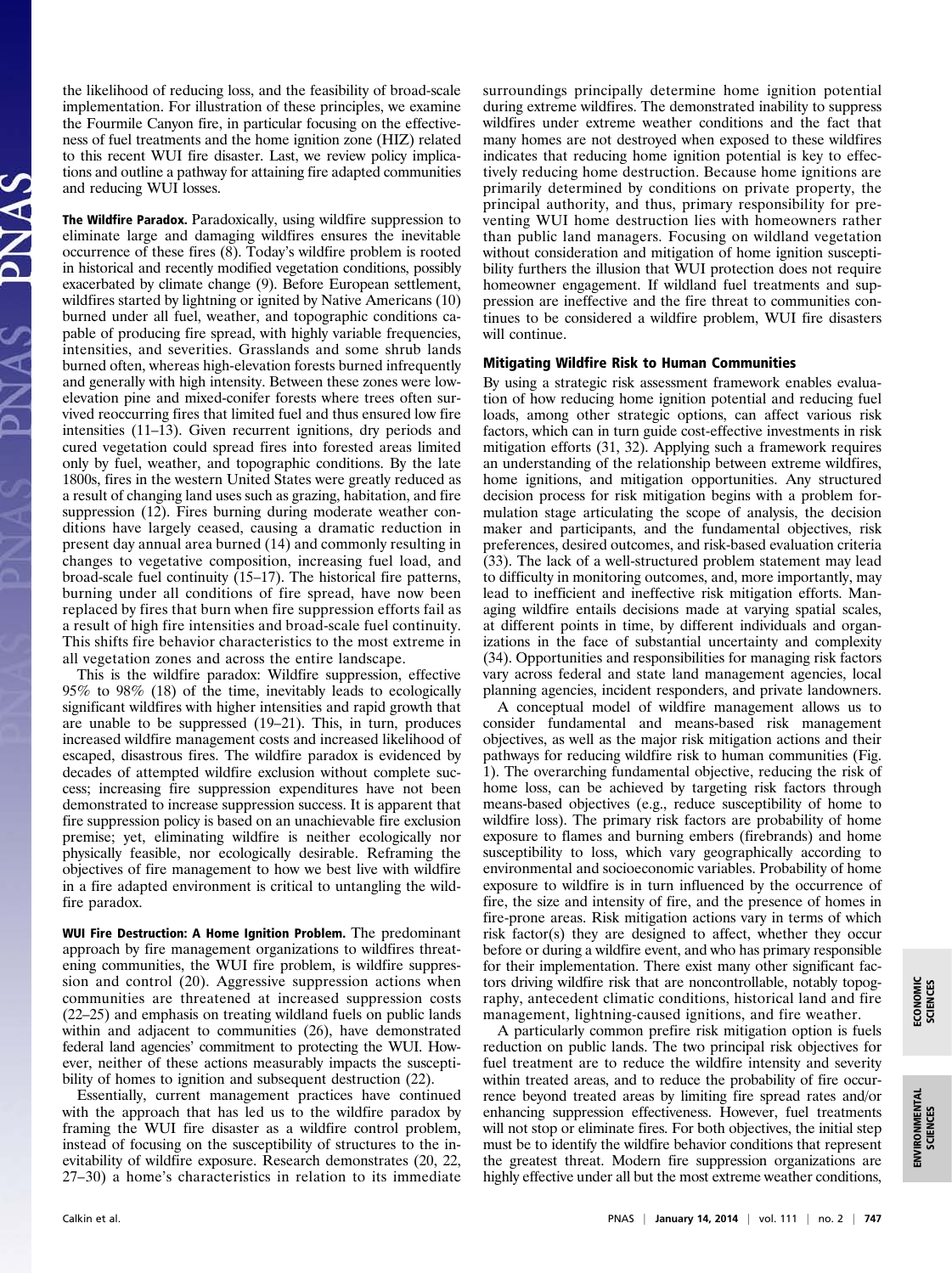the likelihood of reducing loss, and the feasibility of broad-scale implementation. For illustration of these principles, we examine the Fourmile Canyon fire, in particular focusing on the effectiveness of fuel treatments and the home ignition zone (HIZ) related to this recent WUI fire disaster. Last, we review policy implications and outline a pathway for attaining fire adapted communities and reducing WUI losses.

**The Wildfire Paradox.** Paradoxically, using wildfire suppression to eliminate large and damaging wildfires ensures the inevitable occurrence of these fires (8). Today's wildfire problem is rooted in historical and recently modified vegetation conditions, possibly exacerbated by climate change (9). Before European settlement, wildfires started by lightning or ignited by Native Americans (10) burned under all fuel, weather, and topographic conditions capable of producing fire spread, with highly variable frequencies, intensities, and severities. Grasslands and some shrub lands burned often, whereas high-elevation forests burned infrequently and generally with high intensity. Between these zones were low-elevation pine and mixed-conifer forests where trees often survived reoccurring fires that limited fuel and thus ensured low fire intensities (11–13). Given recurrent ignitions, dry periods and cured vegetation could spread fires into forested areas limited only by fuel, weather, and topographic conditions. By the late 1800s, fires in the western United States were greatly reduced as a result of changing land uses such as grazing, habitation, and fire suppression (12). Fires burning during moderate weather conditions have largely ceased, causing a dramatic reduction in present day annual area burned (14) and commonly resulting in changes to vegetative composition, increasing fuel load, and broad-scale fuel continuity (15–17). The historical fire patterns, burning under all conditions of fire spread, have now been replaced by fires that burn when fire suppression efforts fail as a result of high fire intensities and broad-scale fuel continuity. This shifts fire behavior characteristics to the most extreme in all vegetation zones and across the entire landscape.

This is the wildfire paradox: Wildfire suppression, effective 95% to 98% (18) of the time, inevitably leads to ecologically significant wildfires with higher intensities and rapid growth that are unable to be suppressed (19–21). This, in turn, produces increased wildfire management costs and increased likelihood of escaped, disastrous fires. The wildfire paradox is evidenced by decades of attempted wildfire exclusion without complete success; increasing fire suppression expenditures have not been demonstrated to increase suppression success. It is apparent that fire suppression policy is based on an unachievable fire exclusion premise; yet, eliminating wildfire is neither ecologically nor physically feasible, nor ecologically desirable. Reframing the objectives of fire management to how we best live with wildfire in a fire adapted environment is critical to untangling the wildfire paradox.

**WUI Fire Destruction: A Home Ignition Problem.** The predominant approach by fire management organizations to wildfires threatening communities, the WUI fire problem, is wildfire suppression and control (20). Aggressive suppression actions when communities are threatened at increased suppression costs (22–25) and emphasis on treating wildland fuels on public lands within and adjacent to communities (26), have demonstrated federal land agencies' commitment to protecting the WUI. However, neither of these actions measurably impacts the susceptibility of homes to ignition and subsequent destruction (22).

Essentially, current management practices have continued with the approach that has led us to the wildfire paradox by framing the WUI fire disaster as a wildfire control problem, instead of focusing on the susceptibility of structures to the inevitability of wildfire exposure. Research demonstrates (20, 22, 27–30) a home's characteristics in relation to its immediate surroundings principally determine home ignition potential during extreme wildfires. The demonstrated inability to suppress wildfires under extreme weather conditions and the fact that many homes are not destroyed when exposed to these wildfires indicates that reducing home ignition potential is key to effectively reducing home destruction. Because home ignitions are primarily determined by conditions on private property, the principal authority, and thus, primary responsibility for preventing WUI home destruction lies with homeowners rather than public land managers. Focusing on wildland vegetation without consideration and mitigation of home ignition susceptibility furthers the illusion that WUI protection does not require homeowner engagement. If wildland fuel treatments and suppression are ineffective and the fire threat to communities continues to be considered a wildfire problem, WUI fire disasters will continue.

## Mitigating Wildfire Risk to Human Communities

By using a strategic risk assessment framework enables evaluation of how reducing home ignition potential and reducing fuel loads, among other strategic options, can affect various risk factors, which can in turn guide cost-effective investments in risk mitigation efforts (31, 32). Applying such a framework requires an understanding of the relationship between extreme wildfires, home ignitions, and mitigation opportunities. Any structured decision process for risk mitigation begins with a problem formulation stage articulating the scope of analysis, the decision maker and participants, and the fundamental objectives, risk preferences, desired outcomes, and risk-based evaluation criteria (33). The lack of a well-structured problem statement may lead to difficulty in monitoring outcomes, and, more importantly, may lead to inefficient and ineffective risk mitigation efforts. Managing wildfire entails decisions made at varying spatial scales, at different points in time, by different individuals and organizations in the face of substantial uncertainty and complexity (34). Opportunities and responsibilities for managing risk factors vary across federal and state land management agencies, local planning agencies, incident responders, and private landowners.

A conceptual model of wildfire management allows us to consider fundamental and means-based risk management objectives, as well as the major risk mitigation actions and their pathways for reducing wildfire risk to human communities (Fig. 1). The overarching fundamental objective, reducing the risk of home loss, can be achieved by targeting risk factors through means-based objectives (e.g., reduce susceptibility of home to wildfire loss). The primary risk factors are probability of home exposure to flames and burning embers (firebrands) and home susceptibility to loss, which vary geographically according to environmental and socioeconomic variables. Probability of home exposure to wildfire is in turn influenced by the occurrence of fire, the size and intensity of fire, and the presence of homes in fire-prone areas. Risk mitigation actions vary in terms of which risk factor(s) they are designed to affect, whether they occur before or during a wildfire event, and who has primary responsible for their implementation. There exist many other significant factors driving wildfire risk that are noncontrollable, notably topography, antecedent climatic conditions, historical land and fire management, lightning-caused ignitions, and fire weather.

A particularly common prefire risk mitigation option is fuels reduction on public lands. The two principal risk objectives for fuel treatment are to reduce the wildfire intensity and severity within treated areas, and to reduce the probability of fire occurrence beyond treated areas by limiting fire spread rates and/or enhancing suppression effectiveness. However, fuel treatments will not stop or eliminate fires. For both objectives, the initial step must be to identify the wildfire behavior conditions that represent the greatest threat. Modern fire suppression organizations are highly effective under all but the most extreme weather conditions,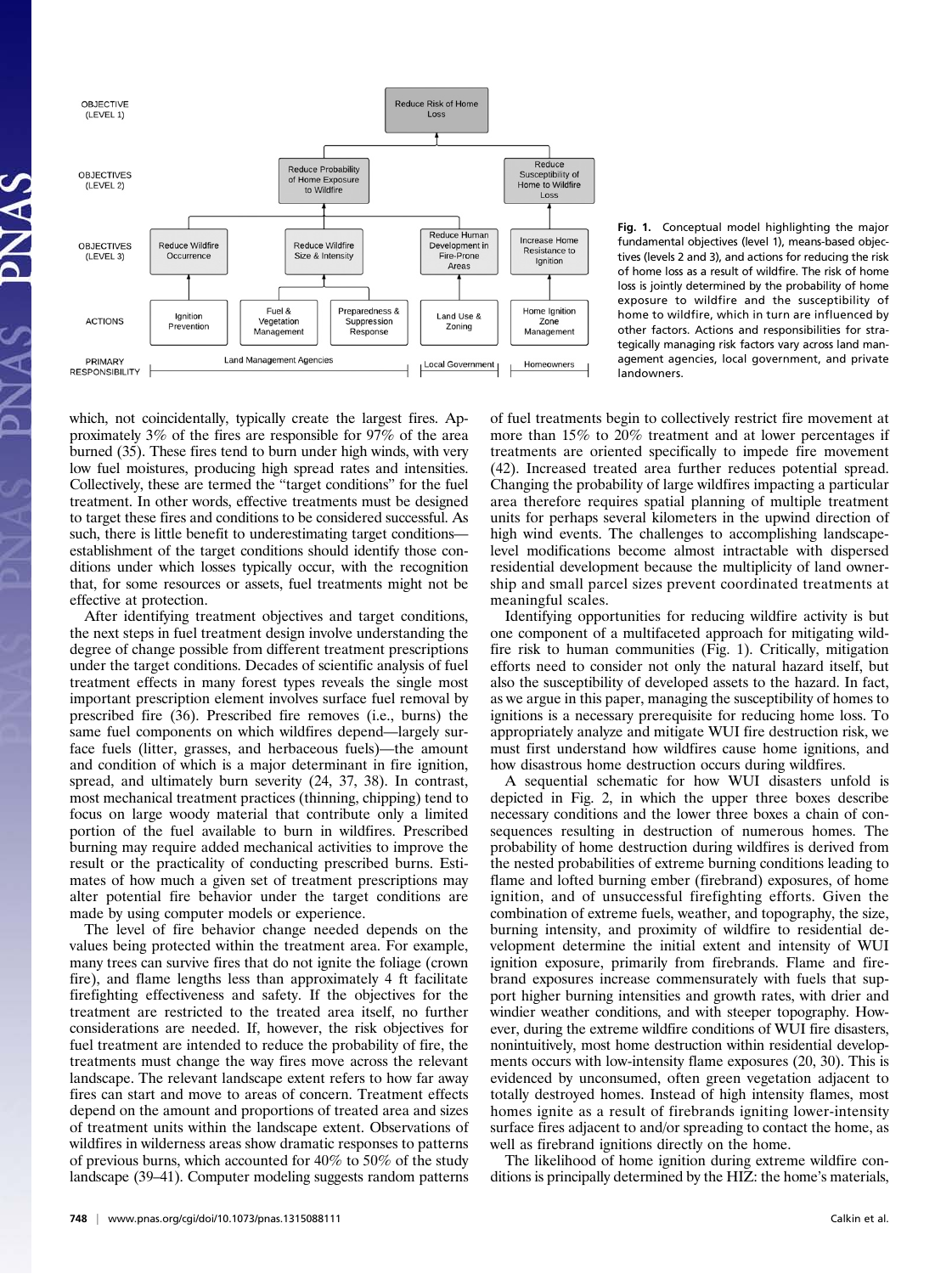OBJECTIVE (LEVEL 1)

Reduce Risk of Home Loss

OBJECTIVES (LEVEL 2)

Reduce Probability of Home Exposure to Wildfire

Reduce Susceptibility of Home to Wildfire Loss

OBJECTIVES (LEVEL 3)

Reduce Wildfire Occurrence

Reduce Wildfire Size & Intensity

Reduce Human Development in Fire-Prone Areas

Increase Home Resistance to Ignition

ACTIONS

Ignition Prevention

Fuel & Vegetation Management

Preparedness & Suppression Response

Land Use & Zoning

Home Ignition Zone Management

PRIMARY RESPONSIBILITY

Land Management Agencies

Local Government

Homeowners

**Fig. 1.** Conceptual model highlighting the major fundamental objectives (level 1), means-based objectives (levels 2 and 3), and actions for reducing the risk of home loss as a result of wildfire. The risk of home loss is jointly determined by the probability of home exposure to wildfire and the susceptibility of home to wildfire, which in turn are influenced by other factors. Actions and responsibilities for strategically managing risk factors vary across land management agencies, local government, and private landowners.

which, not coincidentally, typically create the largest fires. Approximately 3% of the fires are responsible for 97% of the area burned (35). These fires tend to burn under high winds, with very low fuel moistures, producing high spread rates and intensities. Collectively, these are termed the "target conditions" for the fuel treatment. In other words, effective treatments must be designed to target these fires and conditions to be considered successful. As such, there is little benefit to underestimating target conditions—establishment of the target conditions should identify those conditions under which losses typically occur, with the recognition that, for some resources or assets, fuel treatments might not be effective at protection.

After identifying treatment objectives and target conditions, the next steps in fuel treatment design involve understanding the degree of change possible from different treatment prescriptions under the target conditions. Decades of scientific analysis of fuel treatment effects in many forest types reveals the single most important prescription element involves surface fuel removal by prescribed fire (36). Prescribed fire removes (i.e., burns) the same fuel components on which wildfires depend—largely surface fuels (litter, grasses, and herbaceous fuels)—the amount and condition of which is a major determinant in fire ignition, spread, and ultimately burn severity (24, 37, 38). In contrast, most mechanical treatment practices (thinning, chipping) tend to focus on large woody material that contribute only a limited portion of the fuel available to burn in wildfires. Prescribed burning may require added mechanical activities to improve the result or the practicality of conducting prescribed burns. Estimates of how much a given set of treatment prescriptions may alter potential fire behavior under the target conditions are made by using computer models or experience.

The level of fire behavior change needed depends on the values being protected within the treatment area. For example, many trees can survive fires that do not ignite the foliage (crown fire), and flame lengths less than approximately 4 ft facilitate firefighting effectiveness and safety. If the objectives for the treatment are restricted to the treated area itself, no further considerations are needed. If, however, the risk objectives for fuel treatment are intended to reduce the probability of fire, the treatments must change the way fires move across the relevant landscape. The relevant landscape extent refers to how far away fires can start and move to areas of concern. Treatment effects depend on the amount and proportions of treated area and sizes of treatment units within the landscape extent. Observations of wildfires in wilderness areas show dramatic responses to patterns of previous burns, which accounted for 40% to 50% of the study landscape (39–41). Computer modeling suggests random patterns of fuel treatments begin to collectively restrict fire movement at more than 15% to 20% treatment and at lower percentages if treatments are oriented specifically to impede fire movement (42). Increased treated area further reduces potential spread. Changing the probability of large wildfires impacting a particular area therefore requires spatial planning of multiple treatment units for perhaps several kilometers in the upwind direction of high wind events. The challenges to accomplishing landscape-level modifications become almost intractable with dispersed residential development because the multiplicity of land ownership and small parcel sizes prevent coordinated treatments at meaningful scales.

Identifying opportunities for reducing wildfire activity is but one component of a multifaceted approach for mitigating wildfire risk to human communities (Fig. 1). Critically, mitigation efforts need to consider not only the natural hazard itself, but also the susceptibility of developed assets to the hazard. In fact, as we argue in this paper, managing the susceptibility of homes to ignitions is a necessary prerequisite for reducing home loss. To appropriately analyze and mitigate WUI fire destruction risk, we must first understand how wildfires cause home ignitions, and how disastrous home destruction occurs during wildfires.

A sequential schematic for how WUI disasters unfold is depicted in Fig. 2, in which the upper three boxes describe necessary conditions and the lower three boxes a chain of consequences resulting in destruction of numerous homes. The probability of home destruction during wildfires is derived from the nested probabilities of extreme burning conditions leading to flame and lofted burning ember (firebrand) exposures, of home ignition, and of unsuccessful firefighting efforts. Given the combination of extreme fuels, weather, and topography, the size, burning intensity, and proximity of wildfire to residential development determine the initial extent and intensity of WUI ignition exposure, primarily from firebrands. Flame and firebrand exposures increase commensurately with fuels that support higher burning intensities and growth rates, with drier and windier weather conditions, and with steeper topography. However, during the extreme wildfire conditions of WUI fire disasters, nonintuitively, most home destruction within residential developments occurs with low-intensity flame exposures (20, 30). This is evidenced by unconsumed, often green vegetation adjacent to totally destroyed homes. Instead of high intensity flames, most homes ignite as a result of firebrands igniting lower-intensity surface fires adjacent to and/or spreading to contact the home, as well as firebrand ignitions directly on the home.

The likelihood of home ignition during extreme wildfire conditions is principally determined by the HIZ: the home's materials,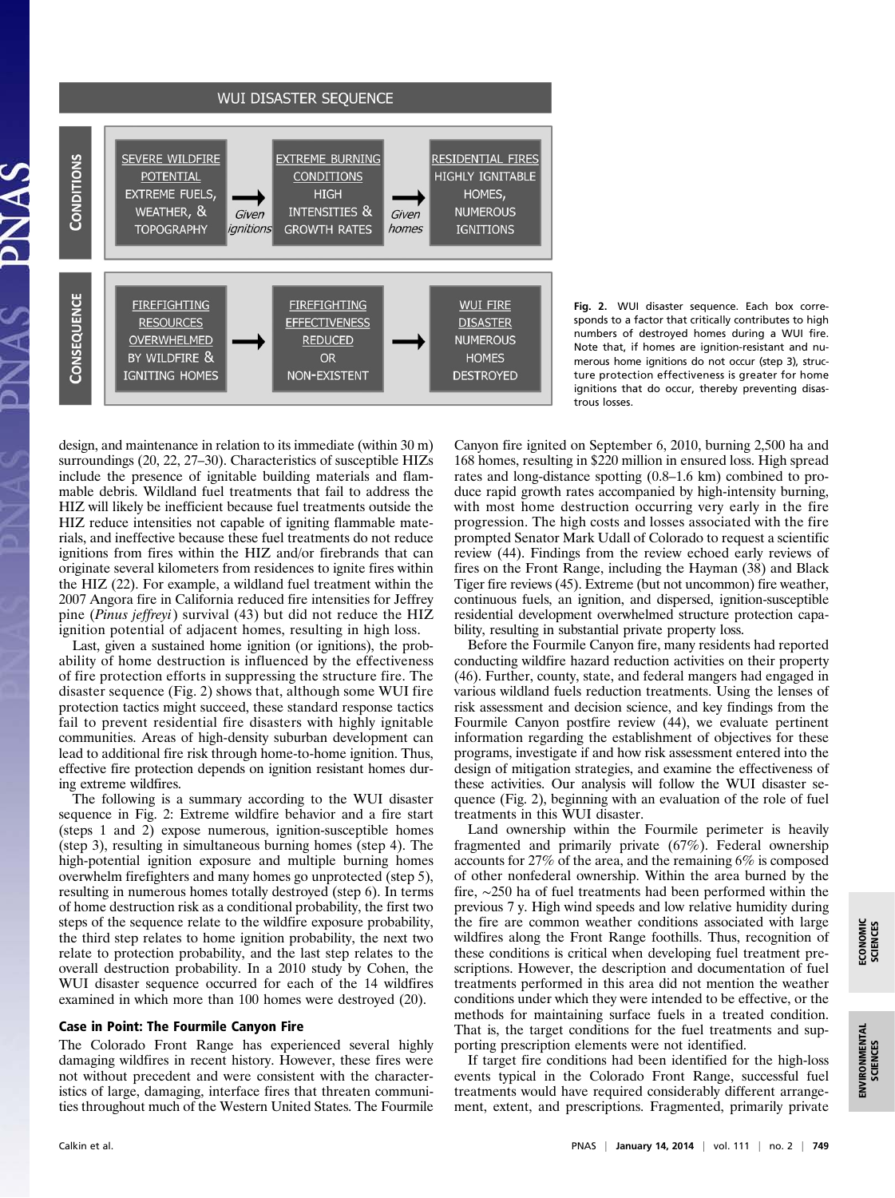**WUI DISASTER SEQUENCE**

| | | | | |
|---|---|---|---|---|
| **CONDITIONS** | SEVERE WILDFIRE POTENTIAL: EXTREME FUELS, WEATHER, & TOPOGRAPHY | → *Given ignitions* → EXTREME BURNING CONDITIONS: HIGH INTENSITIES & GROWTH RATES | → *Given homes* → | RESIDENTIAL FIRES: HIGHLY IGNITABLE HOMES, NUMEROUS IGNITIONS |
| **CONSEQUENCE** | FIREFIGHTING RESOURCES OVERWHELMED BY WILDFIRE & IGNITING HOMES | → FIREFIGHTING EFFECTIVENESS REDUCED OR NON-EXISTENT | → | WUI FIRE DISASTER: NUMEROUS HOMES DESTROYED |

**Fig. 2.** WUI disaster sequence. Each box corresponds to a factor that critically contributes to high numbers of destroyed homes during a WUI fire. Note that, if homes are ignition-resistant and numerous home ignitions do not occur (step 3), structure protection effectiveness is greater for home ignitions that do occur, thereby preventing disastrous losses.

design, and maintenance in relation to its immediate (within 30 m) surroundings (20, 22, 27–30). Characteristics of susceptible HIZs include the presence of ignitable building materials and flammable debris. Wildland fuel treatments that fail to address the HIZ will likely be inefficient because fuel treatments outside the HIZ reduce intensities not capable of igniting flammable materials, and ineffective because these fuel treatments do not reduce ignitions from fires within the HIZ and/or firebrands that can originate several kilometers from residences to ignite fires within the HIZ (22). For example, a wildland fuel treatment within the 2007 Angora fire in California reduced fire intensities for Jeffrey pine (*Pinus jeffreyi*) survival (43) but did not reduce the HIZ ignition potential of adjacent homes, resulting in high loss.

Last, given a sustained home ignition (or ignitions), the probability of home destruction is influenced by the effectiveness of fire protection efforts in suppressing the structure fire. The disaster sequence (Fig. 2) shows that, although some WUI fire protection tactics might succeed, these standard response tactics fail to prevent residential fire disasters with highly ignitable communities. Areas of high-density suburban development can lead to additional fire risk through home-to-home ignition. Thus, effective fire protection depends on ignition resistant homes during extreme wildfires.

The following is a summary according to the WUI disaster sequence in Fig. 2: Extreme wildfire behavior and a fire start (steps 1 and 2) expose numerous, ignition-susceptible homes (step 3), resulting in simultaneous burning homes (step 4). The high-potential ignition exposure and multiple burning homes overwhelm firefighters and many homes go unprotected (step 5), resulting in numerous homes totally destroyed (step 6). In terms of home destruction risk as a conditional probability, the first two steps of the sequence relate to the wildfire exposure probability, the third step relates to home ignition probability, the next two relate to protection probability, and the last step relates to the overall destruction probability. In a 2010 study by Cohen, the WUI disaster sequence occurred for each of the 14 wildfires examined in which more than 100 homes were destroyed (20).

## Case in Point: The Fourmile Canyon Fire

The Colorado Front Range has experienced several highly damaging wildfires in recent history. However, these fires were not without precedent and were consistent with the characteristics of large, damaging, interface fires that threaten communities throughout much of the Western United States. The Fourmile Canyon fire ignited on September 6, 2010, burning 2,500 ha and 168 homes, resulting in $220 million in ensured loss. High spread rates and long-distance spotting (0.8–1.6 km) combined to produce rapid growth rates accompanied by high-intensity burning, with most home destruction occurring very early in the fire progression. The high costs and losses associated with the fire prompted Senator Mark Udall of Colorado to request a scientific review (44). Findings from the review echoed early reviews of fires on the Front Range, including the Hayman (38) and Black Tiger fire reviews (45). Extreme (but not uncommon) fire weather, continuous fuels, an ignition, and dispersed, ignition-susceptible residential development overwhelmed structure protection capability, resulting in substantial private property loss.

Before the Fourmile Canyon fire, many residents had reported conducting wildfire hazard reduction activities on their property (46). Further, county, state, and federal mangers had engaged in various wildland fuels reduction treatments. Using the lenses of risk assessment and decision science, and key findings from the Fourmile Canyon postfire review (44), we evaluate pertinent information regarding the establishment of objectives for these programs, investigate if and how risk assessment entered into the design of mitigation strategies, and examine the effectiveness of these activities. Our analysis will follow the WUI disaster sequence (Fig. 2), beginning with an evaluation of the role of fuel treatments in this WUI disaster.

Land ownership within the Fourmile perimeter is heavily fragmented and primarily private (67%). Federal ownership accounts for 27% of the area, and the remaining 6% is composed of other nonfederal ownership. Within the area burned by the fire, ∼250 ha of fuel treatments had been performed within the previous 7 y. High wind speeds and low relative humidity during the fire are common weather conditions associated with large wildfires along the Front Range foothills. Thus, recognition of these conditions is critical when developing fuel treatment prescriptions. However, the description and documentation of fuel treatments performed in this area did not mention the weather conditions under which they were intended to be effective, or the methods for maintaining surface fuels in a treated condition. That is, the target conditions for the fuel treatments and supporting prescription elements were not identified.

If target fire conditions had been identified for the high-loss events typical in the Colorado Front Range, successful fuel treatments would have required considerably different arrangement, extent, and prescriptions. Fragmented, primarily private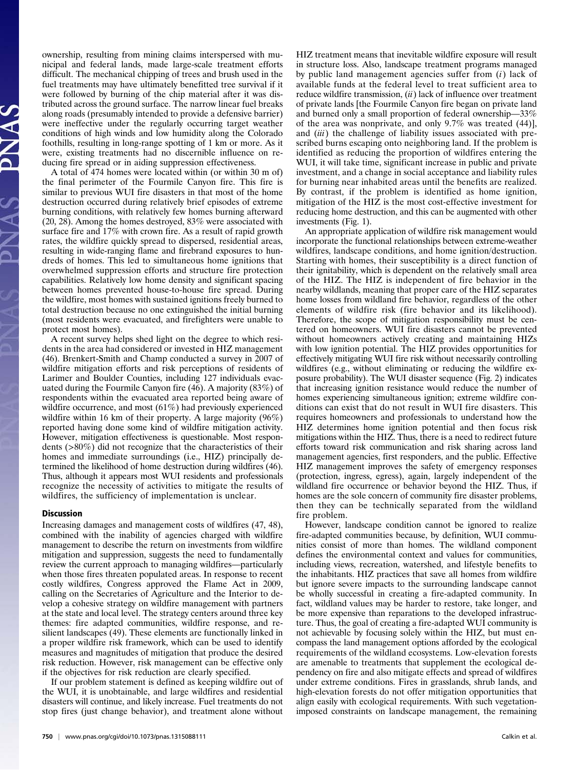ownership, resulting from mining claims interspersed with municipal and federal lands, made large-scale treatment efforts difficult. The mechanical chipping of trees and brush used in the fuel treatments may have ultimately benefitted tree survival if it were followed by burning of the chip material after it was distributed across the ground surface. The narrow linear fuel breaks along roads (presumably intended to provide a defensive barrier) were ineffective under the regularly occurring target weather conditions of high winds and low humidity along the Colorado foothills, resulting in long-range spotting of 1 km or more. As it were, existing treatments had no discernible influence on reducing fire spread or in aiding suppression effectiveness.

A total of 474 homes were located within (or within 30 m of) the final perimeter of the Fourmile Canyon fire. This fire is similar to previous WUI fire disasters in that most of the home destruction occurred during relatively brief episodes of extreme burning conditions, with relatively few homes burning afterward (20, 28). Among the homes destroyed, 83% were associated with surface fire and 17% with crown fire. As a result of rapid growth rates, the wildfire quickly spread to dispersed, residential areas, resulting in wide-ranging flame and firebrand exposures to hundreds of homes. This led to simultaneous home ignitions that overwhelmed suppression efforts and structure fire protection capabilities. Relatively low home density and significant spacing between homes prevented house-to-house fire spread. During the wildfire, most homes with sustained ignitions freely burned to total destruction because no one extinguished the initial burning (most residents were evacuated, and firefighters were unable to protect most homes).

A recent survey helps shed light on the degree to which residents in the area had considered or invested in HIZ management (46). Brenkert-Smith and Champ conducted a survey in 2007 of wildfire mitigation efforts and risk perceptions of residents of Larimer and Boulder Counties, including 127 individuals evacuated during the Fourmile Canyon fire (46). A majority (83%) of respondents within the evacuated area reported being aware of wildfire occurrence, and most (61%) had previously experienced wildfire within 16 km of their property. A large majority (96%) reported having done some kind of wildfire mitigation activity. However, mitigation effectiveness is questionable. Most respondents (>80%) did not recognize that the characteristics of their homes and immediate surroundings (i.e., HIZ) principally determined the likelihood of home destruction during wildfires (46). Thus, although it appears most WUI residents and professionals recognize the necessity of activities to mitigate the results of wildfires, the sufficiency of implementation is unclear.

## Discussion

Increasing damages and management costs of wildfires (47, 48), combined with the inability of agencies charged with wildfire management to describe the return on investments from wildfire mitigation and suppression, suggests the need to fundamentally review the current approach to managing wildfires—particularly when those fires threaten populated areas. In response to recent costly wildfires, Congress approved the Flame Act in 2009, calling on the Secretaries of Agriculture and the Interior to develop a cohesive strategy on wildfire management with partners at the state and local level. The strategy centers around three key themes: fire adapted communities, wildfire response, and resilient landscapes (49). These elements are functionally linked in a proper wildfire risk framework, which can be used to identify measures and magnitudes of mitigation that produce the desired risk reduction. However, risk management can be effective only if the objectives for risk reduction are clearly specified.

If our problem statement is defined as keeping wildfire out of the WUI, it is unobtainable, and large wildfires and residential disasters will continue, and likely increase. Fuel treatments do not stop fires (just change behavior), and treatment alone without HIZ treatment means that inevitable wildfire exposure will result in structure loss. Also, landscape treatment programs managed by public land management agencies suffer from (*i*) lack of available funds at the federal level to treat sufficient area to reduce wildfire transmission, (*ii*) lack of influence over treatment of private lands [the Fourmile Canyon fire began on private land and burned only a small proportion of federal ownership—33% of the area was nonprivate, and only 9.7% was treated (44)], and (*iii*) the challenge of liability issues associated with prescribed burns escaping onto neighboring land. If the problem is identified as reducing the proportion of wildfires entering the WUI, it will take time, significant increase in public and private investment, and a change in social acceptance and liability rules for burning near inhabited areas until the benefits are realized. By contrast, if the problem is identified as home ignition, mitigation of the HIZ is the most cost-effective investment for reducing home destruction, and this can be augmented with other investments (Fig. 1).

An appropriate application of wildfire risk management would incorporate the functional relationships between extreme-weather wildfires, landscape conditions, and home ignition/destruction. Starting with homes, their susceptibility is a direct function of their ignitability, which is dependent on the relatively small area of the HIZ. The HIZ is independent of fire behavior in the nearby wildlands, meaning that proper care of the HIZ separates home losses from wildland fire behavior, regardless of the other elements of wildfire risk (fire behavior and its likelihood). Therefore, the scope of mitigation responsibility must be centered on homeowners. WUI fire disasters cannot be prevented without homeowners actively creating and maintaining HIZs with low ignition potential. The HIZ provides opportunities for effectively mitigating WUI fire risk without necessarily controlling wildfires (e.g., without eliminating or reducing the wildfire exposure probability). The WUI disaster sequence (Fig. 2) indicates that increasing ignition resistance would reduce the number of homes experiencing simultaneous ignition; extreme wildfire conditions can exist that do not result in WUI fire disasters. This requires homeowners and professionals to understand how the HIZ determines home ignition potential and then focus risk mitigations within the HIZ. Thus, there is a need to redirect future efforts toward risk communication and risk sharing across land management agencies, first responders, and the public. Effective HIZ management improves the safety of emergency responses (protection, ingress, egress), again, largely independent of the wildland fire occurrence or behavior beyond the HIZ. Thus, if homes are the sole concern of community fire disaster problems, then they can be technically separated from the wildland fire problem.

However, landscape condition cannot be ignored to realize fire-adapted communities because, by definition, WUI communities consist of more than homes. The wildland component defines the environmental context and values for communities, including views, recreation, watershed, and lifestyle benefits to the inhabitants. HIZ practices that save all homes from wildfire but ignore severe impacts to the surrounding landscape cannot be wholly successful in creating a fire-adapted community. In fact, wildland values may be harder to restore, take longer, and be more expensive than reparations to the developed infrastructure. Thus, the goal of creating a fire-adapted WUI community is not achievable by focusing solely within the HIZ, but must encompass the land management options afforded by the ecological requirements of the wildland ecosystems. Low-elevation forests are amenable to treatments that supplement the ecological dependency on fire and also mitigate effects and spread of wildfires under extreme conditions. Fires in grasslands, shrub lands, and high-elevation forests do not offer mitigation opportunities that align easily with ecological requirements. With such vegetation-imposed constraints on landscape management, the remaining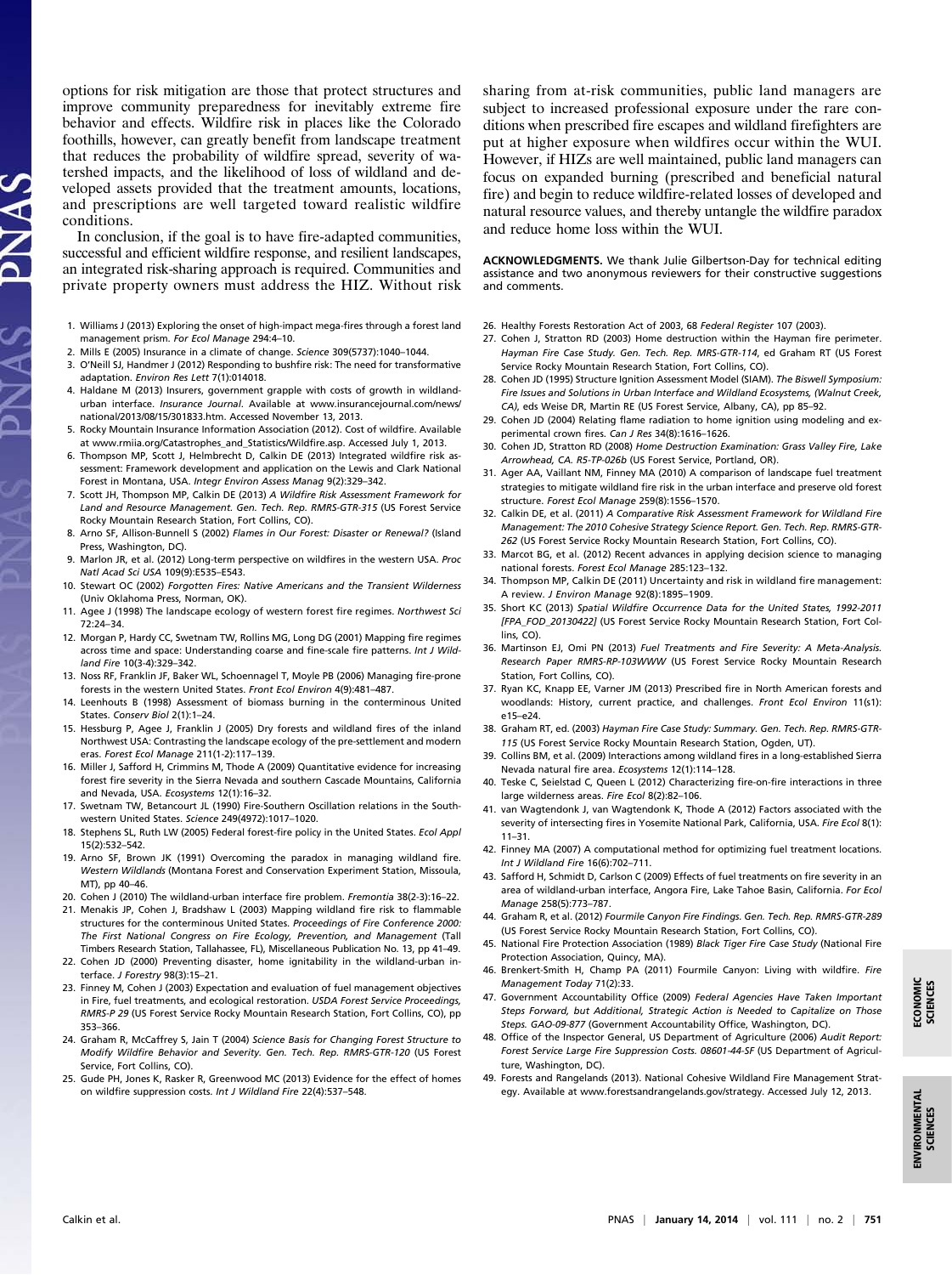options for risk mitigation are those that protect structures and improve community preparedness for inevitably extreme fire behavior and effects. Wildfire risk in places like the Colorado foothills, however, can greatly benefit from landscape treatment that reduces the probability of wildfire spread, severity of watershed impacts, and the likelihood of loss of wildland and developed assets provided that the treatment amounts, locations, and prescriptions are well targeted toward realistic wildfire conditions.

In conclusion, if the goal is to have fire-adapted communities, successful and efficient wildfire response, and resilient landscapes, an integrated risk-sharing approach is required. Communities and private property owners must address the HIZ. Without risk sharing from at-risk communities, public land managers are subject to increased professional exposure under the rare conditions when prescribed fire escapes and wildland firefighters are put at higher exposure when wildfires occur within the WUI. However, if HIZs are well maintained, public land managers can focus on expanded burning (prescribed and beneficial natural fire) and begin to reduce wildfire-related losses of developed and natural resource values, and thereby untangle the wildfire paradox and reduce home loss within the WUI.

**ACKNOWLEDGMENTS.** We thank Julie Gilbertson-Day for technical editing assistance and two anonymous reviewers for their constructive suggestions and comments.

1. Williams J (2013) Exploring the onset of high-impact mega-fires through a forest land management prism. *For Ecol Manage* 294:4–10.
2. Mills E (2005) Insurance in a climate of change. *Science* 309(5737):1040–1044.
3. O'Neill SJ, Handmer J (2012) Responding to bushfire risk: The need for transformative adaptation. *Environ Res Lett* 7(1):014018.
4. Haldane M (2013) Insurers, government grapple with costs of growth in wildland-urban interface. *Insurance Journal*. Available at www.insurancejournal.com/news/national/2013/08/15/301833.htm. Accessed November 13, 2013.
5. Rocky Mountain Insurance Information Association (2012). Cost of wildfire. Available at www.rmiia.org/Catastrophes_and_Statistics/Wildfire.asp. Accessed July 1, 2013.
6. Thompson MP, Scott J, Helmbrecht D, Calkin DE (2013) Integrated wildfire risk assessment: Framework development and application on the Lewis and Clark National Forest in Montana, USA. *Integr Environ Assess Manag* 9(2):329–342.
7. Scott JH, Thompson MP, Calkin DE (2013) *A Wildfire Risk Assessment Framework for Land and Resource Management. Gen. Tech. Rep. RMRS-GTR-315* (US Forest Service Rocky Mountain Research Station, Fort Collins, CO).
8. Arno SF, Allison-Bunnell S (2002) *Flames in Our Forest: Disaster or Renewal?* (Island Press, Washington, DC).
9. Marlon JR, et al. (2012) Long-term perspective on wildfires in the western USA. *Proc Natl Acad Sci USA* 109(9):E535–E543.
10. Stewart OC (2002) *Forgotten Fires: Native Americans and the Transient Wilderness* (Univ Oklahoma Press, Norman, OK).
11. Agee J (1998) The landscape ecology of western forest fire regimes. *Northwest Sci* 72:24–34.
12. Morgan P, Hardy CC, Swetnam TW, Rollins MG, Long DG (2001) Mapping fire regimes across time and space: Understanding coarse and fine-scale fire patterns. *Int J Wildland Fire* 10(3-4):329–342.
13. Noss RF, Franklin JF, Baker WL, Schoennagel T, Moyle PB (2006) Managing fire-prone forests in the western United States. *Front Ecol Environ* 4(9):481–487.
14. Leenhouts B (1998) Assessment of biomass burning in the conterminous United States. *Conserv Biol* 2(1):1–24.
15. Hessburg P, Agee J, Franklin J (2005) Dry forests and wildland fires of the inland Northwest USA: Contrasting the landscape ecology of the pre-settlement and modern eras. *Forest Ecol Manage* 211(1-2):117–139.
16. Miller J, Safford H, Crimmins M, Thode A (2009) Quantitative evidence for increasing forest fire severity in the Sierra Nevada and southern Cascade Mountains, California and Nevada, USA. *Ecosystems* 12(1):16–32.
17. Swetnam TW, Betancourt JL (1990) Fire-Southern Oscillation relations in the Southwestern United States. *Science* 249(4972):1017–1020.
18. Stephens SL, Ruth LW (2005) Federal forest-fire policy in the United States. *Ecol Appl* 15(2):532–542.
19. Arno SF, Brown JK (1991) Overcoming the paradox in managing wildland fire. *Western Wildlands* (Montana Forest and Conservation Experiment Station, Missoula, MT), pp 40–46.
20. Cohen J (2010) The wildland-urban interface fire problem. *Fremontia* 38(2-3):16–22.
21. Menakis JP, Cohen J, Bradshaw L (2003) Mapping wildland fire risk to flammable structures for the conterminous United States. *Proceedings of Fire Conference 2000: The First National Congress on Fire Ecology, Prevention, and Management* (Tall Timbers Research Station, Tallahassee, FL), Miscellaneous Publication No. 13, pp 41–49.
22. Cohen JD (2000) Preventing disaster, home ignitability in the wildland-urban interface. *J Forestry* 98(3):15–21.
23. Finney M, Cohen J (2003) Expectation and evaluation of fuel management objectives in Fire, fuel treatments, and ecological restoration. *USDA Forest Service Proceedings, RMRS-P 29* (US Forest Service Rocky Mountain Research Station, Fort Collins, CO), pp 353–366.
24. Graham R, McCaffrey S, Jain T (2004) *Science Basis for Changing Forest Structure to Modify Wildfire Behavior and Severity. Gen. Tech. Rep. RMRS-GTR-120* (US Forest Service, Fort Collins, CO).
25. Gude PH, Jones K, Rasker R, Greenwood MC (2013) Evidence for the effect of homes on wildfire suppression costs. *Int J Wildland Fire* 22(4):537–548.
26. Healthy Forests Restoration Act of 2003, 68 *Federal Register* 107 (2003).
27. Cohen J, Stratton RD (2003) Home destruction within the Hayman fire perimeter. *Hayman Fire Case Study. Gen. Tech. Rep. MRS-GTR-114*, ed Graham RT (US Forest Service Rocky Mountain Research Station, Fort Collins, CO).
28. Cohen JD (1995) Structure Ignition Assessment Model (SIAM). *The Biswell Symposium: Fire Issues and Solutions in Urban Interface and Wildland Ecosystems, (Walnut Creek, CA)*, eds Weise DR, Martin RE (US Forest Service, Albany, CA), pp 85–92.
29. Cohen JD (2004) Relating flame radiation to home ignition using modeling and experimental crown fires. *Can J Res* 34(8):1616–1626.
30. Cohen JD, Stratton RD (2008) *Home Destruction Examination: Grass Valley Fire, Lake Arrowhead, CA. R5-TP-026b* (US Forest Service, Portland, OR).
31. Ager AA, Vaillant NM, Finney MA (2010) A comparison of landscape fuel treatment strategies to mitigate wildland fire risk in the urban interface and preserve old forest structure. *Forest Ecol Manage* 259(8):1556–1570.
32. Calkin DE, et al. (2011) *A Comparative Risk Assessment Framework for Wildland Fire Management: The 2010 Cohesive Strategy Science Report. Gen. Tech. Rep. RMRS-GTR-262* (US Forest Service Rocky Mountain Research Station, Fort Collins, CO).
33. Marcot BG, et al. (2012) Recent advances in applying decision science to managing national forests. *Forest Ecol Manage* 285:123–132.
34. Thompson MP, Calkin DE (2011) Uncertainty and risk in wildland fire management: A review. *J Environ Manage* 92(8):1895–1909.
35. Short KC (2013) *Spatial Wildfire Occurrence Data for the United States, 1992-2011 [FPA_FOD_20130422]* (US Forest Service Rocky Mountain Research Station, Fort Collins, CO).
36. Martinson EJ, Omi PN (2013) *Fuel Treatments and Fire Severity: A Meta-Analysis. Research Paper RMRS-RP-103WWW* (US Forest Service Rocky Mountain Research Station, Fort Collins, CO).
37. Ryan KC, Knapp EE, Varner JM (2013) Prescribed fire in North American forests and woodlands: History, current practice, and challenges. *Front Ecol Environ* 11(s1): e15–e24.
38. Graham RT, ed. (2003) *Hayman Fire Case Study: Summary. Gen. Tech. Rep. RMRS-GTR-115* (US Forest Service Rocky Mountain Research Station, Ogden, UT).
39. Collins BM, et al. (2009) Interactions among wildland fires in a long-established Sierra Nevada natural fire area. *Ecosystems* 12(1):114–128.
40. Teske C, Seielstad C, Queen L (2012) Characterizing fire-on-fire interactions in three large wilderness areas. *Fire Ecol* 8(2):82–106.
41. van Wagtendonk J, van Wagtendonk K, Thode A (2012) Factors associated with the severity of intersecting fires in Yosemite National Park, California, USA. *Fire Ecol* 8(1): 11–31.
42. Finney MA (2007) A computational method for optimizing fuel treatment locations. *Int J Wildland Fire* 16(6):702–711.
43. Safford H, Schmidt D, Carlson C (2009) Effects of fuel treatments on fire severity in an area of wildland-urban interface, Angora Fire, Lake Tahoe Basin, California. *For Ecol Manage* 258(5):773–787.
44. Graham R, et al. (2012) *Fourmile Canyon Fire Findings. Gen. Tech. Rep. RMRS-GTR-289* (US Forest Service Rocky Mountain Research Station, Fort Collins, CO).
45. National Fire Protection Association (1989) *Black Tiger Fire Case Study* (National Fire Protection Association, Quincy, MA).
46. Brenkert-Smith H, Champ PA (2011) Fourmile Canyon: Living with wildfire. *Fire Management Today* 71(2):33.
47. Government Accountability Office (2009) *Federal Agencies Have Taken Important Steps Forward, but Additional, Strategic Action is Needed to Capitalize on Those Steps. GAO-09-877* (Government Accountability Office, Washington, DC).
48. Office of the Inspector General, US Department of Agriculture (2006) *Audit Report: Forest Service Large Fire Suppression Costs. 08601-44-SF* (US Department of Agriculture, Washington, DC).
49. Forests and Rangelands (2013). National Cohesive Wildland Fire Management Strategy. Available at www.forestsandrangelands.gov/strategy. Accessed July 12, 2013.